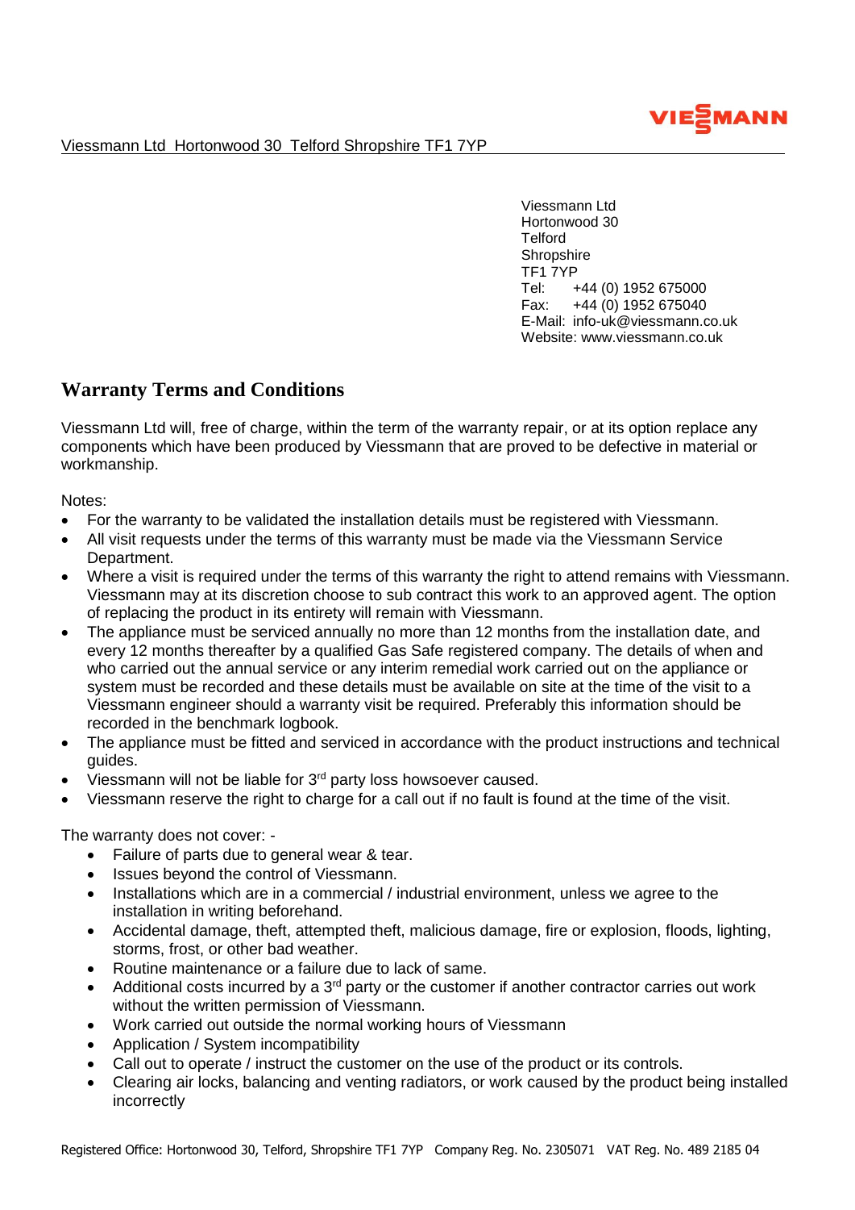Viessmann Ltd Hortonwood 30 Telford Shropshire TF1 7YP

Viessmann Ltd
Hortonwood 30
Telford
Shropshire
TF1 7YP
Tel: +44 (0) 1952 675000
Fax: +44 (0) 1952 675040
E-Mail: info-uk@viessmann.co.uk
Website: www.viessmann.co.uk

## Warranty Terms and Conditions

Viessmann Ltd will, free of charge, within the term of the warranty repair, or at its option replace any components which have been produced by Viessmann that are proved to be defective in material or workmanship.

Notes:

- For the warranty to be validated the installation details must be registered with Viessmann.
- All visit requests under the terms of this warranty must be made via the Viessmann Service Department.
- Where a visit is required under the terms of this warranty the right to attend remains with Viessmann. Viessmann may at its discretion choose to sub contract this work to an approved agent. The option of replacing the product in its entirety will remain with Viessmann.
- The appliance must be serviced annually no more than 12 months from the installation date, and every 12 months thereafter by a qualified Gas Safe registered company. The details of when and who carried out the annual service or any interim remedial work carried out on the appliance or system must be recorded and these details must be available on site at the time of the visit to a Viessmann engineer should a warranty visit be required. Preferably this information should be recorded in the benchmark logbook.
- The appliance must be fitted and serviced in accordance with the product instructions and technical guides.
- Viessmann will not be liable for 3rd party loss howsoever caused.
- Viessmann reserve the right to charge for a call out if no fault is found at the time of the visit.

The warranty does not cover: -

- Failure of parts due to general wear & tear.
- Issues beyond the control of Viessmann.
- Installations which are in a commercial / industrial environment, unless we agree to the installation in writing beforehand.
- Accidental damage, theft, attempted theft, malicious damage, fire or explosion, floods, lighting, storms, frost, or other bad weather.
- Routine maintenance or a failure due to lack of same.
- Additional costs incurred by a 3rd party or the customer if another contractor carries out work without the written permission of Viessmann.
- Work carried out outside the normal working hours of Viessmann
- Application / System incompatibility
- Call out to operate / instruct the customer on the use of the product or its controls.
- Clearing air locks, balancing and venting radiators, or work caused by the product being installed incorrectly

Registered Office: Hortonwood 30, Telford, Shropshire TF1 7YP Company Reg. No. 2305071 VAT Reg. No. 489 2185 04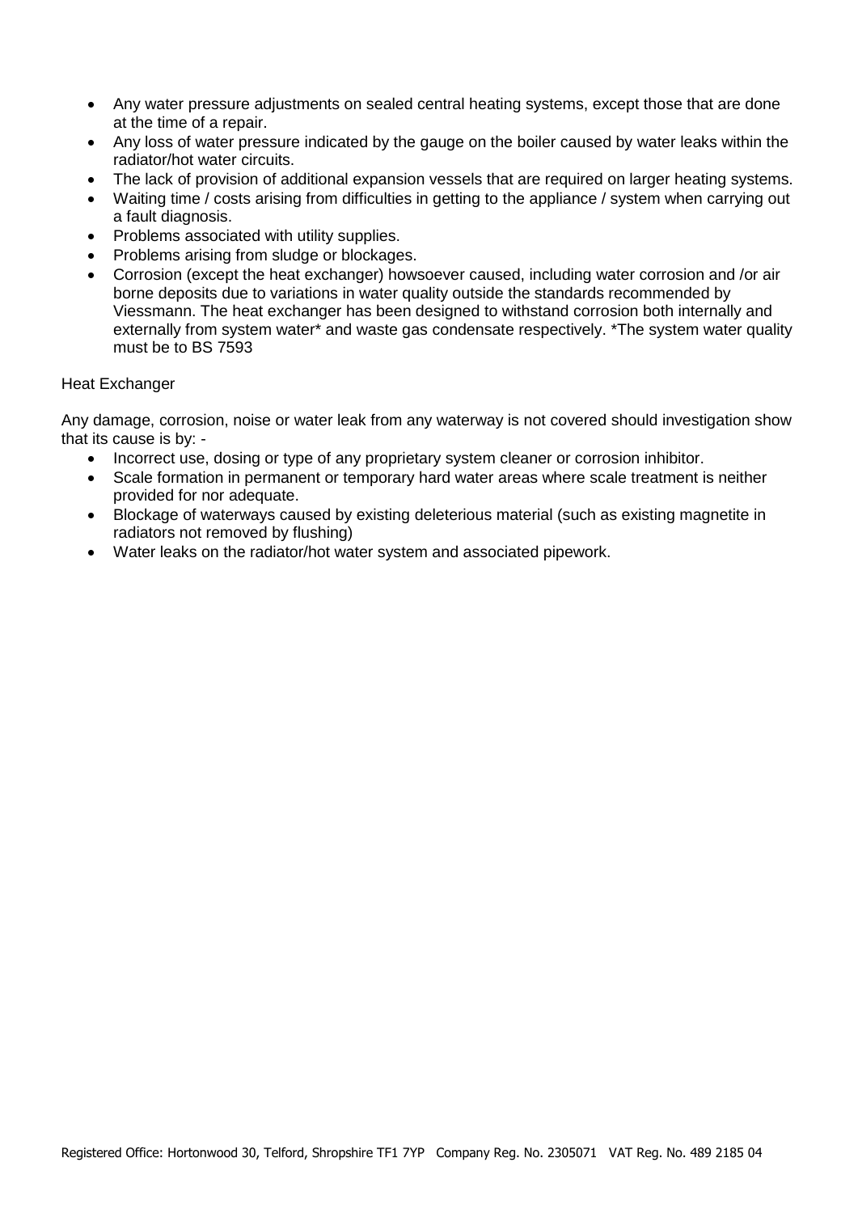- Any water pressure adjustments on sealed central heating systems, except those that are done at the time of a repair.
- Any loss of water pressure indicated by the gauge on the boiler caused by water leaks within the radiator/hot water circuits.
- The lack of provision of additional expansion vessels that are required on larger heating systems.
- Waiting time / costs arising from difficulties in getting to the appliance / system when carrying out a fault diagnosis.
- Problems associated with utility supplies.
- Problems arising from sludge or blockages.
- Corrosion (except the heat exchanger) howsoever caused, including water corrosion and /or air borne deposits due to variations in water quality outside the standards recommended by Viessmann. The heat exchanger has been designed to withstand corrosion both internally and externally from system water* and waste gas condensate respectively. *The system water quality must be to BS 7593

Heat Exchanger

Any damage, corrosion, noise or water leak from any waterway is not covered should investigation show that its cause is by: -

- Incorrect use, dosing or type of any proprietary system cleaner or corrosion inhibitor.
- Scale formation in permanent or temporary hard water areas where scale treatment is neither provided for nor adequate.
- Blockage of waterways caused by existing deleterious material (such as existing magnetite in radiators not removed by flushing)
- Water leaks on the radiator/hot water system and associated pipework.